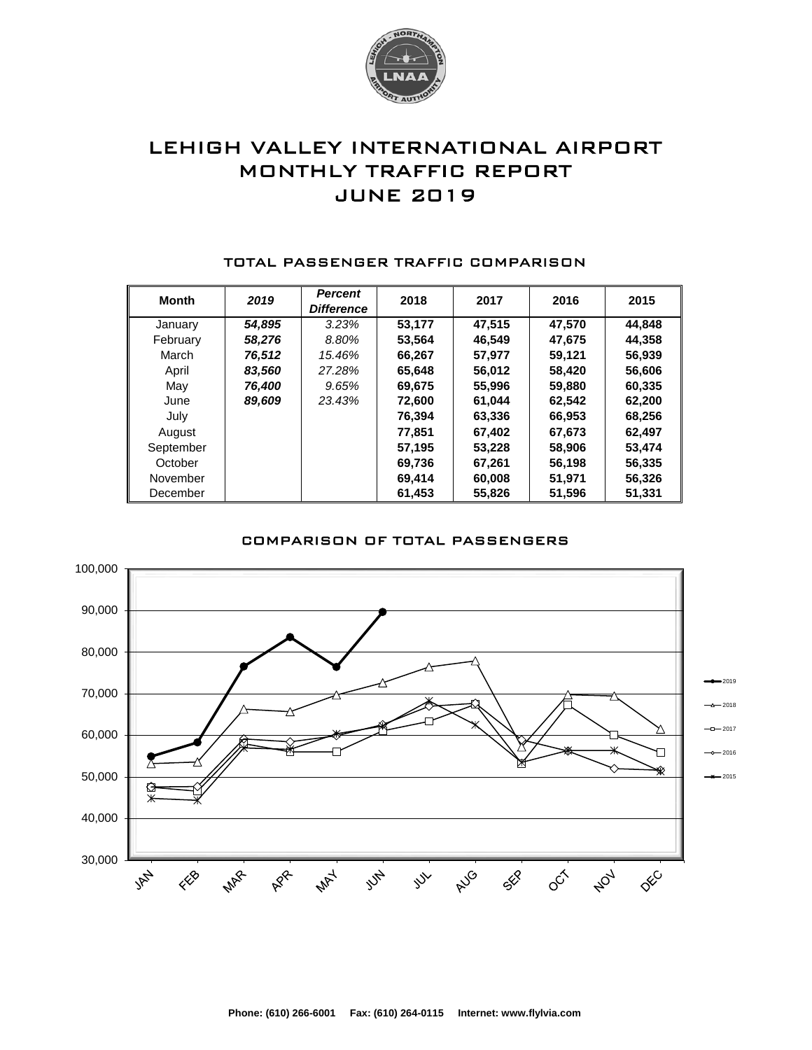# LEHIGH VALLEY INTERNATIONAL AIRPORT
# MONTHLY TRAFFIC REPORT
# JUNE 2019

## TOTAL PASSENGER TRAFFIC COMPARISON

| Month | *2019* | *Percent Difference* | 2018 | 2017 | 2016 | 2015 |
|---|---|---|---|---|---|---|
| January | ***54,895*** | *3.23%* | **53,177** | **47,515** | **47,570** | **44,848** |
| February | ***58,276*** | *8.80%* | **53,564** | **46,549** | **47,675** | **44,358** |
| March | ***76,512*** | *15.46%* | **66,267** | **57,977** | **59,121** | **56,939** |
| April | ***83,560*** | *27.28%* | **65,648** | **56,012** | **58,420** | **56,606** |
| May | ***76,400*** | *9.65%* | **69,675** | **55,996** | **59,880** | **60,335** |
| June | ***89,609*** | *23.43%* | **72,600** | **61,044** | **62,542** | **62,200** |
| July | | | **76,394** | **63,336** | **66,953** | **68,256** |
| August | | | **77,851** | **67,402** | **67,673** | **62,497** |
| September | | | **57,195** | **53,228** | **58,906** | **53,474** |
| October | | | **69,736** | **67,261** | **56,198** | **56,335** |
| November | | | **69,414** | **60,008** | **51,971** | **56,326** |
| December | | | **61,453** | **55,826** | **51,596** | **51,331** |

## COMPARISON OF TOTAL PASSENGERS

**Phone: (610) 266-6001 Fax: (610) 264-0115 Internet: www.flylvia.com**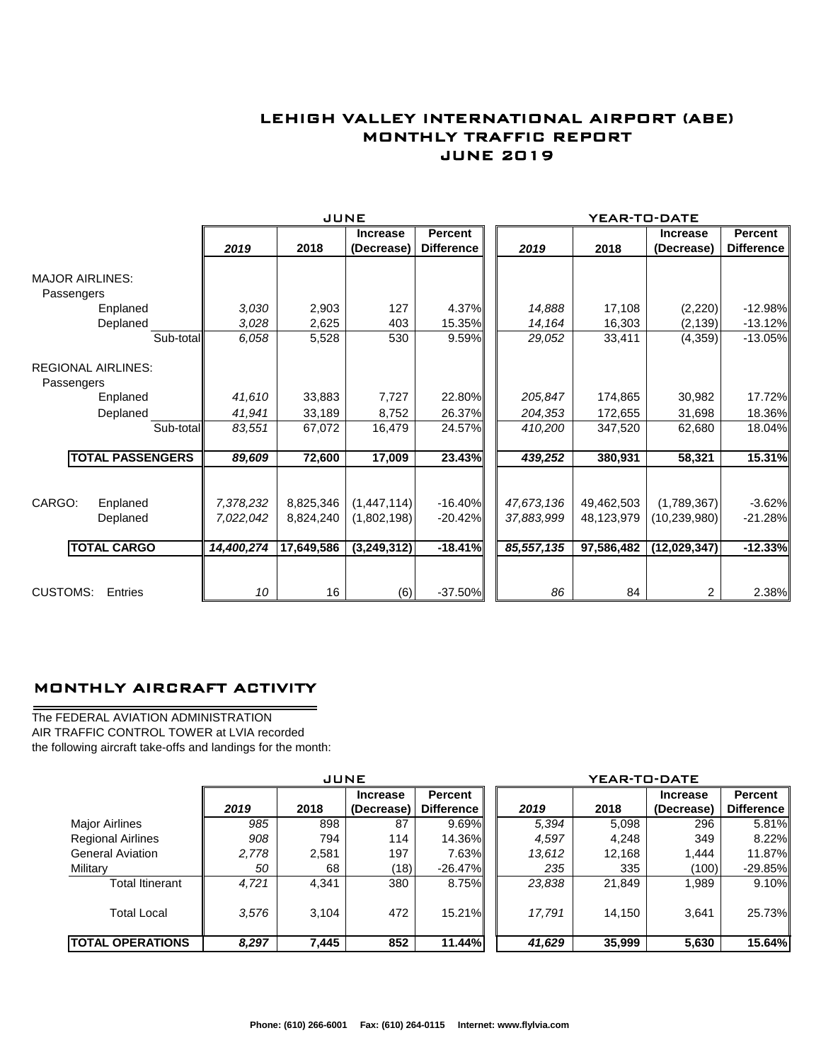# LEHIGH VALLEY INTERNATIONAL AIRPORT (ABE)
## MONTHLY TRAFFIC REPORT
## JUNE 2019

| | | JUNE | | | | YEAR-TO-DATE | | | |
|---|---|---|---|---|---|---|---|---|---|
| | | 2019 | 2018 | Increase (Decrease) | Percent Difference | 2019 | 2018 | Increase (Decrease) | Percent Difference |
| MAJOR AIRLINES: | | | | | | | | | |
| Passengers | | | | | | | | | |
| Enplaned | | 3,030 | 2,903 | 127 | 4.37% | 14,888 | 17,108 | (2,220) | -12.98% |
| Deplaned | | 3,028 | 2,625 | 403 | 15.35% | 14,164 | 16,303 | (2,139) | -13.12% |
| | Sub-total | 6,058 | 5,528 | 530 | 9.59% | 29,052 | 33,411 | (4,359) | -13.05% |
| REGIONAL AIRLINES: | | | | | | | | | |
| Passengers | | | | | | | | | |
| Enplaned | | 41,610 | 33,883 | 7,727 | 22.80% | 205,847 | 174,865 | 30,982 | 17.72% |
| Deplaned | | 41,941 | 33,189 | 8,752 | 26.37% | 204,353 | 172,655 | 31,698 | 18.36% |
| | Sub-total | 83,551 | 67,072 | 16,479 | 24.57% | 410,200 | 347,520 | 62,680 | 18.04% |
| **TOTAL PASSENGERS** | | **89,609** | **72,600** | **17,009** | **23.43%** | **439,252** | **380,931** | **58,321** | **15.31%** |
| CARGO: Enplaned | | 7,378,232 | 8,825,346 | (1,447,114) | -16.40% | 47,673,136 | 49,462,503 | (1,789,367) | -3.62% |
| Deplaned | | 7,022,042 | 8,824,240 | (1,802,198) | -20.42% | 37,883,999 | 48,123,979 | (10,239,980) | -21.28% |
| **TOTAL CARGO** | | **14,400,274** | **17,649,586** | **(3,249,312)** | **-18.41%** | **85,557,135** | **97,586,482** | **(12,029,347)** | **-12.33%** |
| CUSTOMS: Entries | | 10 | 16 | (6) | -37.50% | 86 | 84 | 2 | 2.38% |

## MONTHLY AIRCRAFT ACTIVITY

The FEDERAL AVIATION ADMINISTRATION
AIR TRAFFIC CONTROL TOWER at LVIA recorded
the following aircraft take-offs and landings for the month:

| | JUNE | | | | YEAR-TO-DATE | | | |
|---|---|---|---|---|---|---|---|---|
| | 2019 | 2018 | Increase (Decrease) | Percent Difference | 2019 | 2018 | Increase (Decrease) | Percent Difference |
| Major Airlines | 985 | 898 | 87 | 9.69% | 5,394 | 5,098 | 296 | 5.81% |
| Regional Airlines | 908 | 794 | 114 | 14.36% | 4,597 | 4,248 | 349 | 8.22% |
| General Aviation | 2,778 | 2,581 | 197 | 7.63% | 13,612 | 12,168 | 1,444 | 11.87% |
| Military | 50 | 68 | (18) | -26.47% | 235 | 335 | (100) | -29.85% |
| Total Itinerant | 4,721 | 4,341 | 380 | 8.75% | 23,838 | 21,849 | 1,989 | 9.10% |
| Total Local | 3,576 | 3,104 | 472 | 15.21% | 17,791 | 14,150 | 3,641 | 25.73% |
| **TOTAL OPERATIONS** | **8,297** | **7,445** | **852** | **11.44%** | **41,629** | **35,999** | **5,630** | **15.64%** |

Phone: (610) 266-6001 Fax: (610) 264-0115 Internet: www.flylvia.com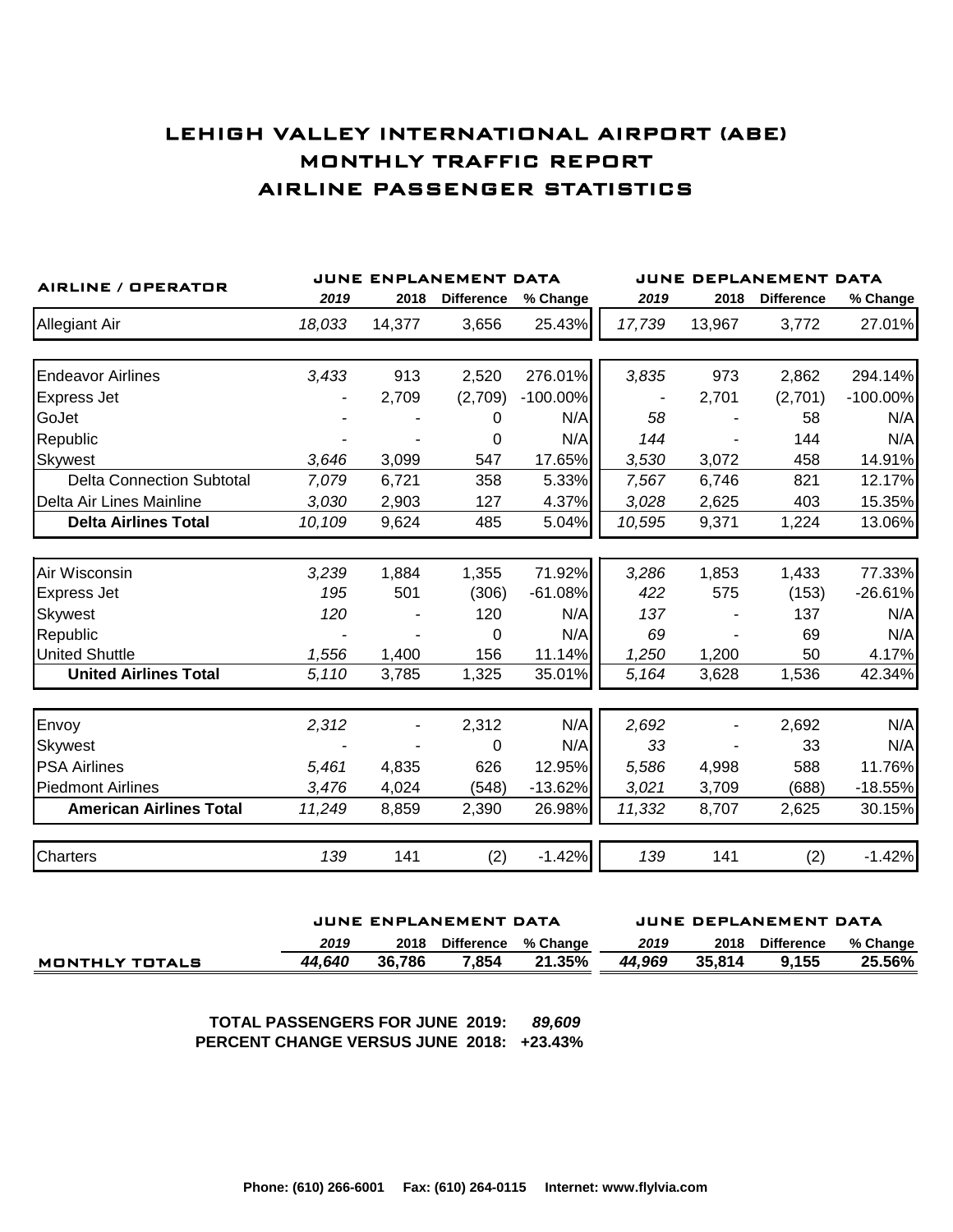# LEHIGH VALLEY INTERNATIONAL AIRPORT (ABE)
## MONTHLY TRAFFIC REPORT
## AIRLINE PASSENGER STATISTICS

| AIRLINE / OPERATOR | JUNE ENPLANEMENT DATA | | | | JUNE DEPLANEMENT DATA | | | |
|---|---|---|---|---|---|---|---|---|
| | *2019* | 2018 | Difference | % Change | *2019* | 2018 | Difference | % Change |
| Allegiant Air | *18,033* | 14,377 | 3,656 | 25.43% | *17,739* | 13,967 | 3,772 | 27.01% |
| | | | | | | | | |
| Endeavor Airlines | *3,433* | 913 | 2,520 | 276.01% | *3,835* | 973 | 2,862 | 294.14% |
| Express Jet | - | 2,709 | (2,709) | -100.00% | - | 2,701 | (2,701) | -100.00% |
| GoJet | - | - | 0 | N/A | *58* | - | 58 | N/A |
| Republic | - | - | 0 | N/A | *144* | - | 144 | N/A |
| Skywest | *3,646* | 3,099 | 547 | 17.65% | *3,530* | 3,072 | 458 | 14.91% |
| Delta Connection Subtotal | *7,079* | 6,721 | 358 | 5.33% | *7,567* | 6,746 | 821 | 12.17% |
| Delta Air Lines Mainline | *3,030* | 2,903 | 127 | 4.37% | *3,028* | 2,625 | 403 | 15.35% |
| **Delta Airlines Total** | *10,109* | 9,624 | 485 | 5.04% | *10,595* | 9,371 | 1,224 | 13.06% |
| | | | | | | | | |
| Air Wisconsin | *3,239* | 1,884 | 1,355 | 71.92% | *3,286* | 1,853 | 1,433 | 77.33% |
| Express Jet | *195* | 501 | (306) | -61.08% | *422* | 575 | (153) | -26.61% |
| Skywest | *120* | - | 120 | N/A | *137* | - | 137 | N/A |
| Republic | - | - | 0 | N/A | *69* | - | 69 | N/A |
| United Shuttle | *1,556* | 1,400 | 156 | 11.14% | *1,250* | 1,200 | 50 | 4.17% |
| **United Airlines Total** | *5,110* | 3,785 | 1,325 | 35.01% | *5,164* | 3,628 | 1,536 | 42.34% |
| | | | | | | | | |
| Envoy | *2,312* | - | 2,312 | N/A | *2,692* | - | 2,692 | N/A |
| Skywest | - | - | 0 | N/A | *33* | - | 33 | N/A |
| PSA Airlines | *5,461* | 4,835 | 626 | 12.95% | *5,586* | 4,998 | 588 | 11.76% |
| Piedmont Airlines | *3,476* | 4,024 | (548) | -13.62% | *3,021* | 3,709 | (688) | -18.55% |
| **American Airlines Total** | *11,249* | 8,859 | 2,390 | 26.98% | *11,332* | 8,707 | 2,625 | 30.15% |
| | | | | | | | | |
| Charters | *139* | 141 | (2) | -1.42% | *139* | 141 | (2) | -1.42% |

| | JUNE ENPLANEMENT DATA | | | | JUNE DEPLANEMENT DATA | | | |
|---|---|---|---|---|---|---|---|---|
| | *2019* | 2018 | Difference | % Change | *2019* | 2018 | Difference | % Change |
| **MONTHLY TOTALS** | ***44,640*** | **36,786** | **7,854** | **21.35%** | ***44,969*** | **35,814** | **9,155** | **25.56%** |

**TOTAL PASSENGERS FOR JUNE 2019:** ***89,609***

**PERCENT CHANGE VERSUS JUNE 2018: +23.43%**

**Phone: (610) 266-6001 Fax: (610) 264-0115 Internet: www.flylvia.com**